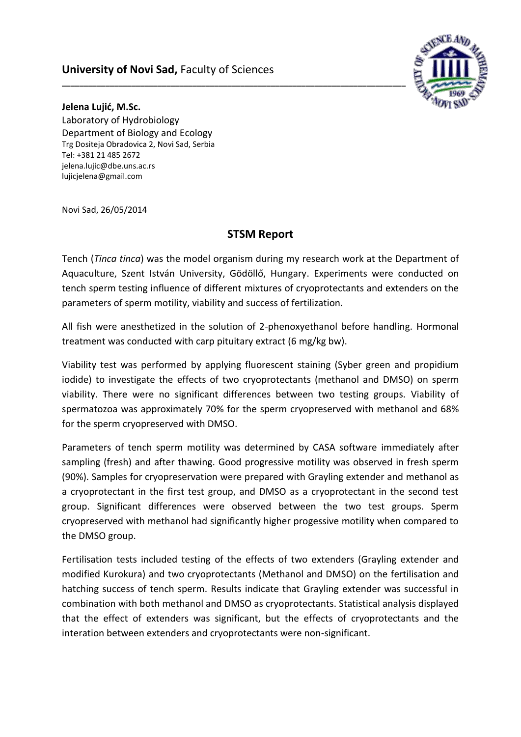**University of Novi Sad,** Faculty of Sciences

**Jelena Lujić, M.Sc.**
Laboratory of Hydrobiology
Department of Biology and Ecology
Trg Dositeja Obradovica 2, Novi Sad, Serbia
Tel: +381 21 485 2672
jelena.lujic@dbe.uns.ac.rs
lujicjelena@gmail.com

Novi Sad, 26/05/2014

## STSM Report

Tench (*Tinca tinca*) was the model organism during my research work at the Department of Aquaculture, Szent István University, Gödöllő, Hungary. Experiments were conducted on tench sperm testing influence of different mixtures of cryoprotectants and extenders on the parameters of sperm motility, viability and success of fertilization.

All fish were anesthetized in the solution of 2-phenoxyethanol before handling. Hormonal treatment was conducted with carp pituitary extract (6 mg/kg bw).

Viability test was performed by applying fluorescent staining (Syber green and propidium iodide) to investigate the effects of two cryoprotectants (methanol and DMSO) on sperm viability. There were no significant differences between two testing groups. Viability of spermatozoa was approximately 70% for the sperm cryopreserved with methanol and 68% for the sperm cryopreserved with DMSO.

Parameters of tench sperm motility was determined by CASA software immediately after sampling (fresh) and after thawing. Good progressive motility was observed in fresh sperm (90%). Samples for cryopreservation were prepared with Grayling extender and methanol as a cryoprotectant in the first test group, and DMSO as a cryoprotectant in the second test group. Significant differences were observed between the two test groups. Sperm cryopreserved with methanol had significantly higher progessive motility when compared to the DMSO group.

Fertilisation tests included testing of the effects of two extenders (Grayling extender and modified Kurokura) and two cryoprotectants (Methanol and DMSO) on the fertilisation and hatching success of tench sperm. Results indicate that Grayling extender was successful in combination with both methanol and DMSO as cryoprotectants. Statistical analysis displayed that the effect of extenders was significant, but the effects of cryoprotectants and the interation between extenders and cryoprotectants were non-significant.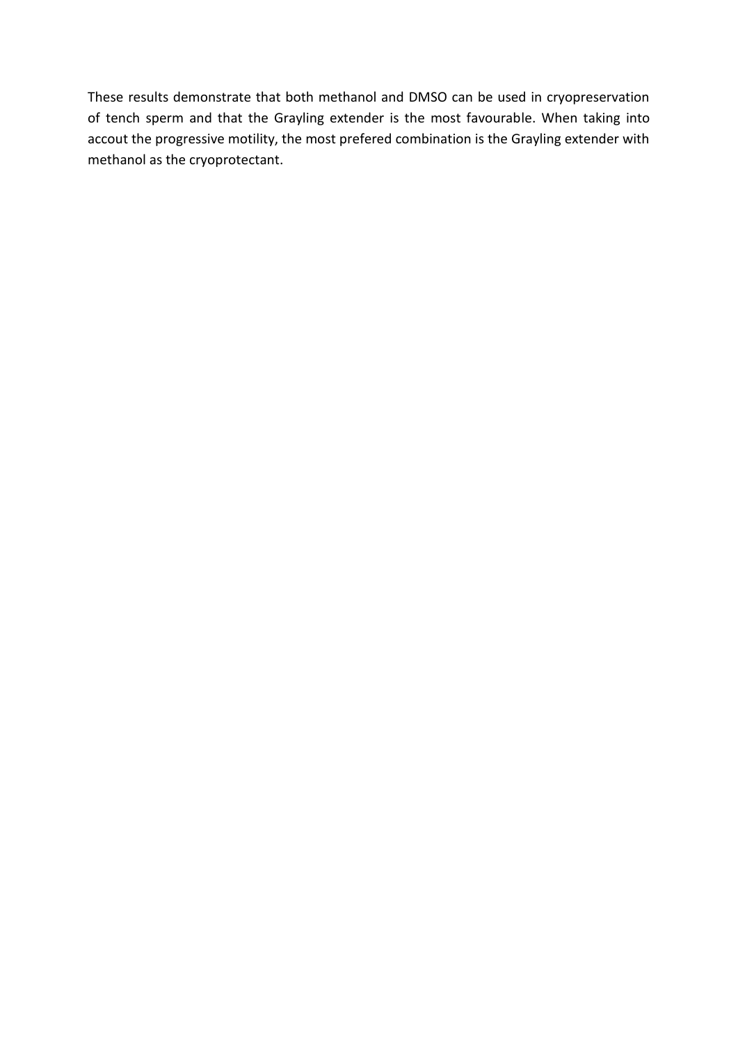These results demonstrate that both methanol and DMSO can be used in cryopreservation of tench sperm and that the Grayling extender is the most favourable. When taking into accout the progressive motility, the most prefered combination is the Grayling extender with methanol as the cryoprotectant.